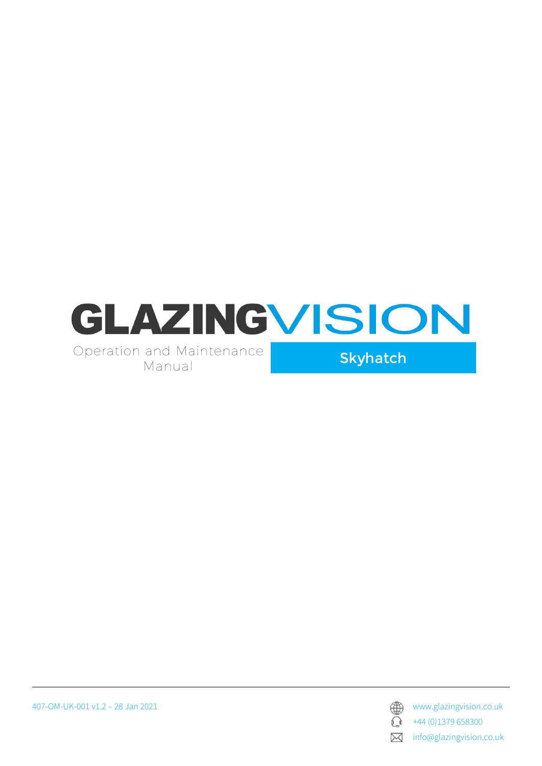# GLAZINGVISION

Operation and Maintenance Manual

**Skyhatch**

407-OM-UK-001 v1.2 – 28 Jan 2021

www.glazingvision.co.uk

+44 (0)1379 658300

info@glazingvision.co.uk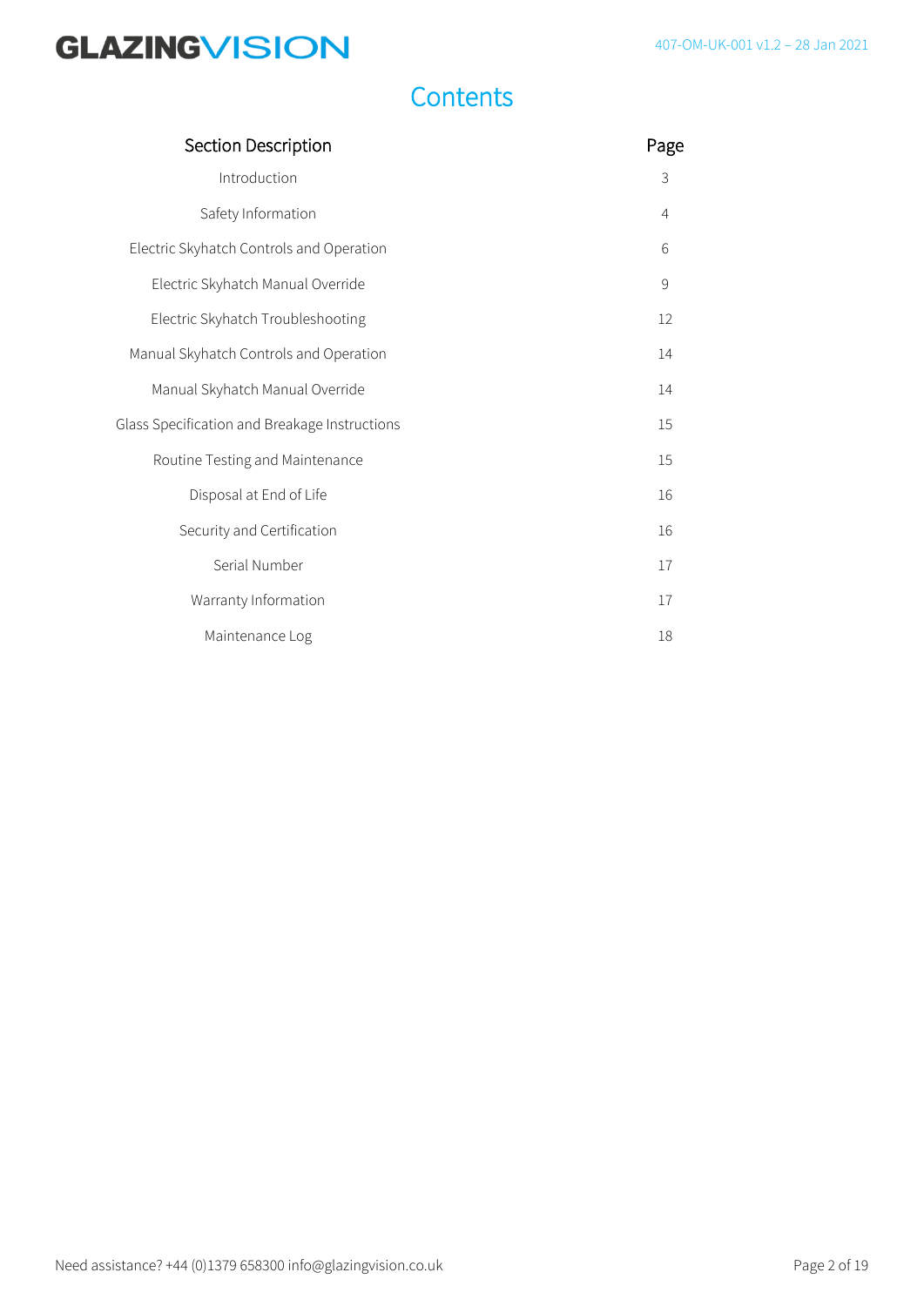# Contents

| Section Description | Page |
|---|---|
| Introduction | 3 |
| Safety Information | 4 |
| Electric Skyhatch Controls and Operation | 6 |
| Electric Skyhatch Manual Override | 9 |
| Electric Skyhatch Troubleshooting | 12 |
| Manual Skyhatch Controls and Operation | 14 |
| Manual Skyhatch Manual Override | 14 |
| Glass Specification and Breakage Instructions | 15 |
| Routine Testing and Maintenance | 15 |
| Disposal at End of Life | 16 |
| Security and Certification | 16 |
| Serial Number | 17 |
| Warranty Information | 17 |
| Maintenance Log | 18 |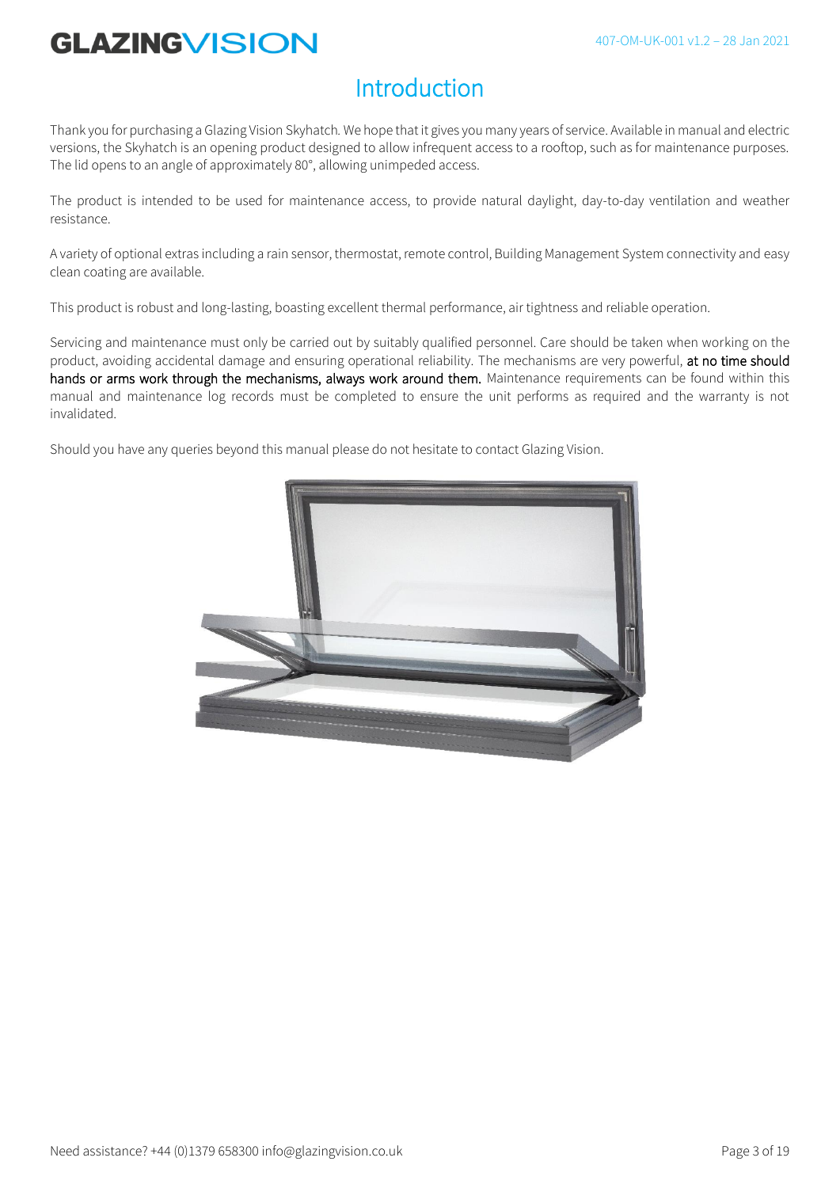# Introduction

Thank you for purchasing a Glazing Vision Skyhatch. We hope that it gives you many years of service. Available in manual and electric versions, the Skyhatch is an opening product designed to allow infrequent access to a rooftop, such as for maintenance purposes. The lid opens to an angle of approximately 80°, allowing unimpeded access.

The product is intended to be used for maintenance access, to provide natural daylight, day-to-day ventilation and weather resistance.

A variety of optional extras including a rain sensor, thermostat, remote control, Building Management System connectivity and easy clean coating are available.

This product is robust and long-lasting, boasting excellent thermal performance, air tightness and reliable operation.

Servicing and maintenance must only be carried out by suitably qualified personnel. Care should be taken when working on the product, avoiding accidental damage and ensuring operational reliability. The mechanisms are very powerful, at no time should hands or arms work through the mechanisms, always work around them. Maintenance requirements can be found within this manual and maintenance log records must be completed to ensure the unit performs as required and the warranty is not invalidated.

Should you have any queries beyond this manual please do not hesitate to contact Glazing Vision.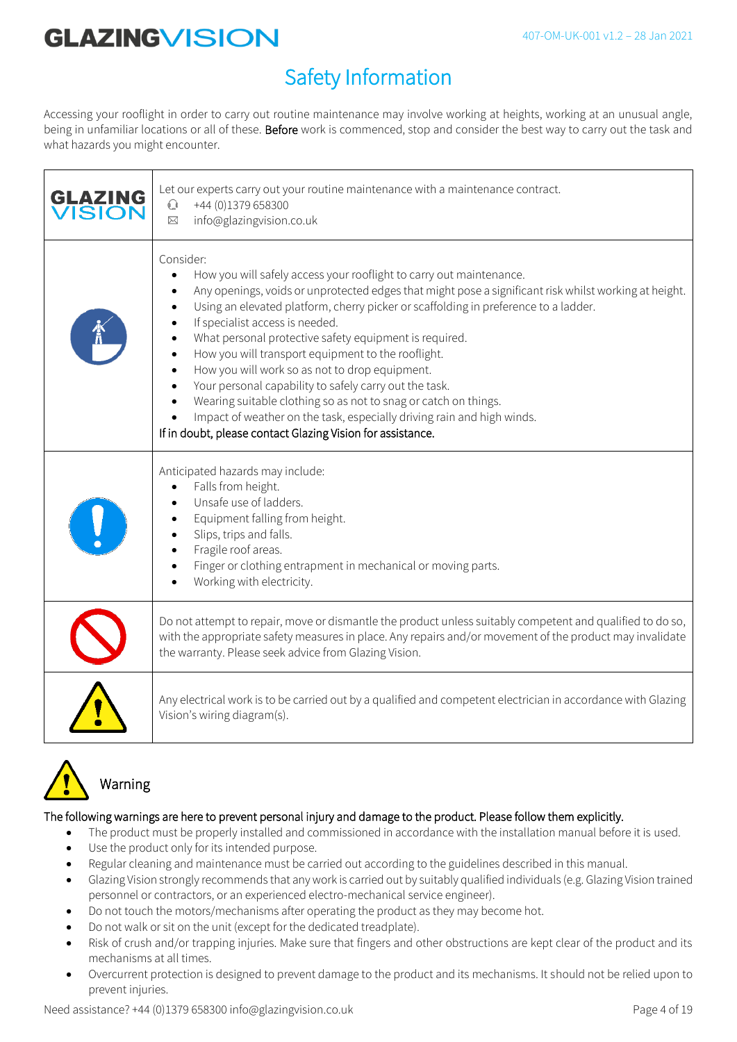# Safety Information

Accessing your rooflight in order to carry out routine maintenance may involve working at heights, working at an unusual angle, being in unfamiliar locations or all of these. **Before** work is commenced, stop and consider the best way to carry out the task and what hazards you might encounter.

| | |
|---|---|
| GLAZING VISION | Let our experts carry out your routine maintenance with a maintenance contract.<br>+44 (0)1379 658300<br>info@glazingvision.co.uk |
| | Consider:<br>• How you will safely access your rooflight to carry out maintenance.<br>• Any openings, voids or unprotected edges that might pose a significant risk whilst working at height.<br>• Using an elevated platform, cherry picker or scaffolding in preference to a ladder.<br>• If specialist access is needed.<br>• What personal protective safety equipment is required.<br>• How you will transport equipment to the rooflight.<br>• How you will work so as not to drop equipment.<br>• Your personal capability to safely carry out the task.<br>• Wearing suitable clothing so as not to snag or catch on things.<br>• Impact of weather on the task, especially driving rain and high winds.<br>If in doubt, please contact Glazing Vision for assistance. |
| | Anticipated hazards may include:<br>• Falls from height.<br>• Unsafe use of ladders.<br>• Equipment falling from height.<br>• Slips, trips and falls.<br>• Fragile roof areas.<br>• Finger or clothing entrapment in mechanical or moving parts.<br>• Working with electricity. |
| | Do not attempt to repair, move or dismantle the product unless suitably competent and qualified to do so, with the appropriate safety measures in place. Any repairs and/or movement of the product may invalidate the warranty. Please seek advice from Glazing Vision. |
| | Any electrical work is to be carried out by a qualified and competent electrician in accordance with Glazing Vision's wiring diagram(s). |

## Warning

The following warnings are here to prevent personal injury and damage to the product. Please follow them explicitly.

- The product must be properly installed and commissioned in accordance with the installation manual before it is used.
- Use the product only for its intended purpose.
- Regular cleaning and maintenance must be carried out according to the guidelines described in this manual.
- Glazing Vision strongly recommends that any work is carried out by suitably qualified individuals (e.g. Glazing Vision trained personnel or contractors, or an experienced electro-mechanical service engineer).
- Do not touch the motors/mechanisms after operating the product as they may become hot.
- Do not walk or sit on the unit (except for the dedicated treadplate).
- Risk of crush and/or trapping injuries. Make sure that fingers and other obstructions are kept clear of the product and its mechanisms at all times.
- Overcurrent protection is designed to prevent damage to the product and its mechanisms. It should not be relied upon to prevent injuries.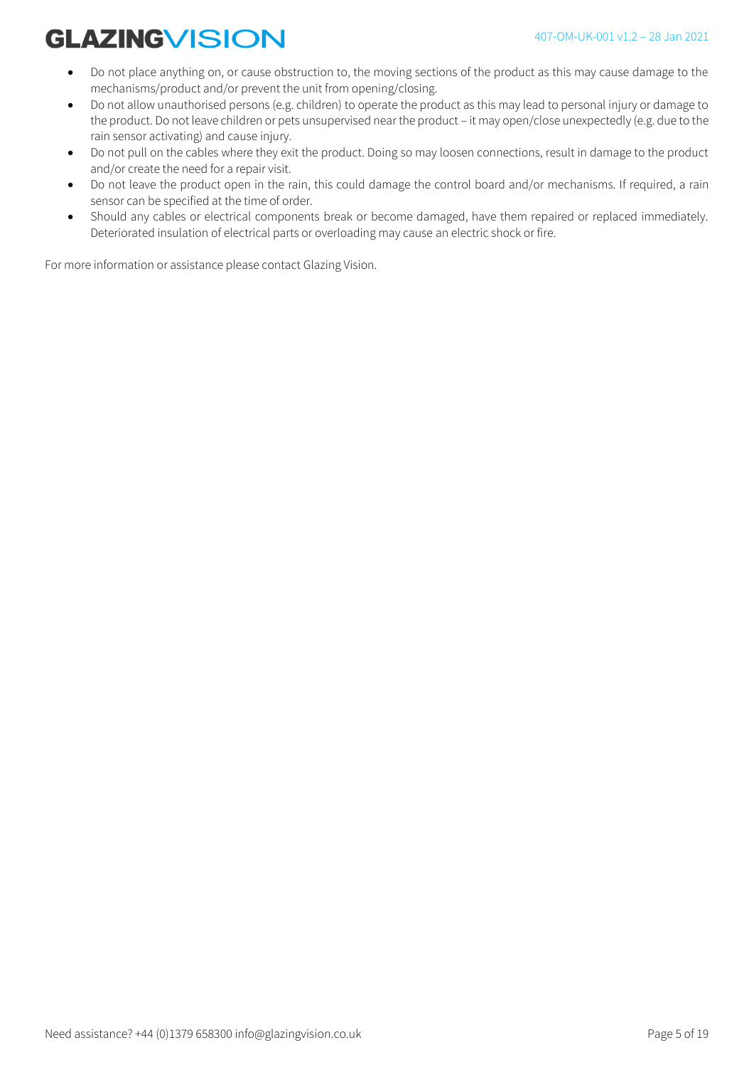- Do not place anything on, or cause obstruction to, the moving sections of the product as this may cause damage to the mechanisms/product and/or prevent the unit from opening/closing.
- Do not allow unauthorised persons (e.g. children) to operate the product as this may lead to personal injury or damage to the product. Do not leave children or pets unsupervised near the product – it may open/close unexpectedly (e.g. due to the rain sensor activating) and cause injury.
- Do not pull on the cables where they exit the product. Doing so may loosen connections, result in damage to the product and/or create the need for a repair visit.
- Do not leave the product open in the rain, this could damage the control board and/or mechanisms. If required, a rain sensor can be specified at the time of order.
- Should any cables or electrical components break or become damaged, have them repaired or replaced immediately. Deteriorated insulation of electrical parts or overloading may cause an electric shock or fire.

For more information or assistance please contact Glazing Vision.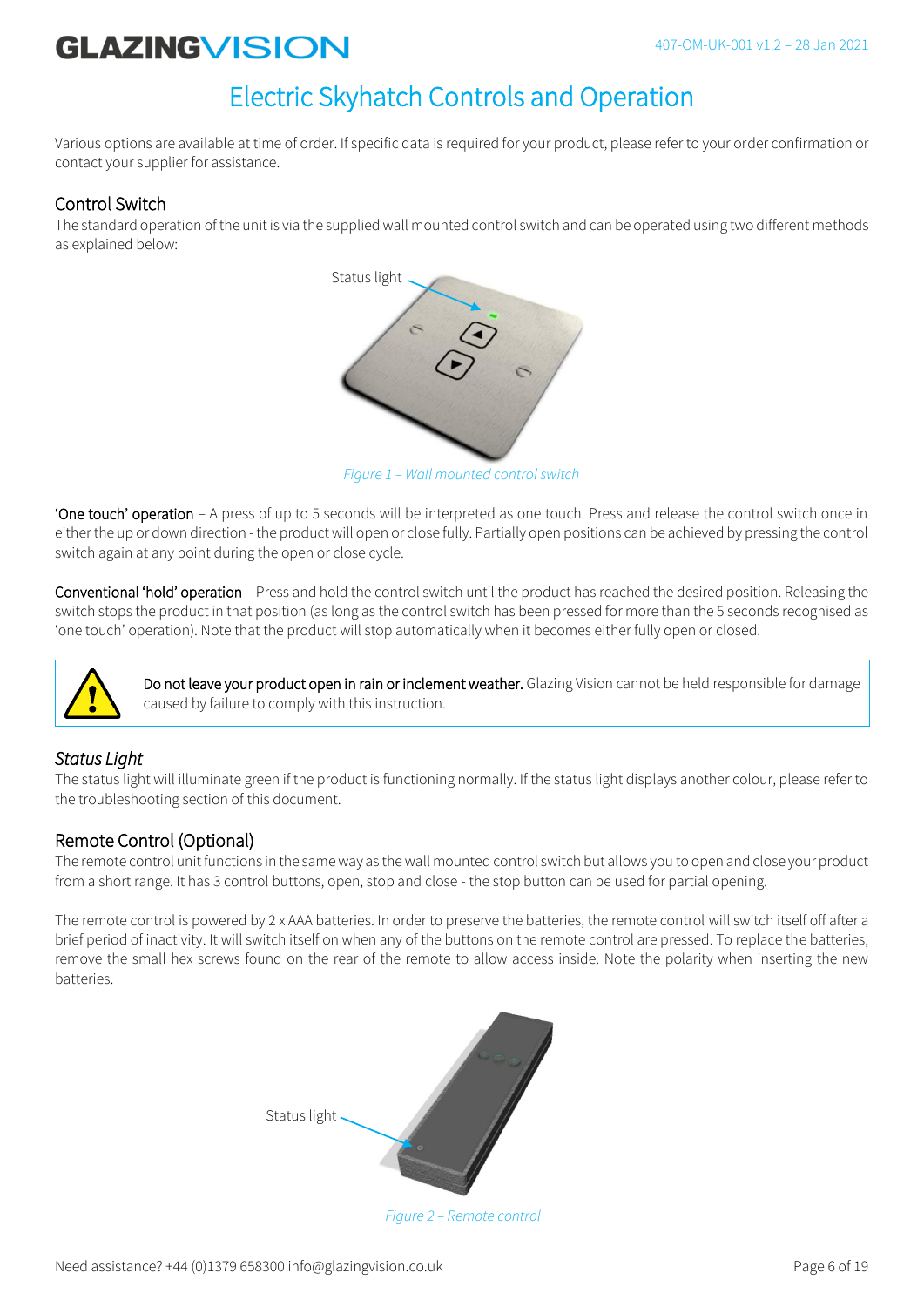# Electric Skyhatch Controls and Operation

Various options are available at time of order. If specific data is required for your product, please refer to your order confirmation or contact your supplier for assistance.

## Control Switch

The standard operation of the unit is via the supplied wall mounted control switch and can be operated using two different methods as explained below:

Status light

*Figure 1 – Wall mounted control switch*

'One touch' operation – A press of up to 5 seconds will be interpreted as one touch. Press and release the control switch once in either the up or down direction - the product will open or close fully. Partially open positions can be achieved by pressing the control switch again at any point during the open or close cycle.

Conventional 'hold' operation – Press and hold the control switch until the product has reached the desired position. Releasing the switch stops the product in that position (as long as the control switch has been pressed for more than the 5 seconds recognised as 'one touch' operation). Note that the product will stop automatically when it becomes either fully open or closed.

> **Do not leave your product open in rain or inclement weather.** Glazing Vision cannot be held responsible for damage caused by failure to comply with this instruction.

### *Status Light*

The status light will illuminate green if the product is functioning normally. If the status light displays another colour, please refer to the troubleshooting section of this document.

## Remote Control (Optional)

The remote control unit functions in the same way as the wall mounted control switch but allows you to open and close your product from a short range. It has 3 control buttons, open, stop and close - the stop button can be used for partial opening.

The remote control is powered by 2 x AAA batteries. In order to preserve the batteries, the remote control will switch itself off after a brief period of inactivity. It will switch itself on when any of the buttons on the remote control are pressed. To replace the batteries, remove the small hex screws found on the rear of the remote to allow access inside. Note the polarity when inserting the new batteries.

Status light

*Figure 2 – Remote control*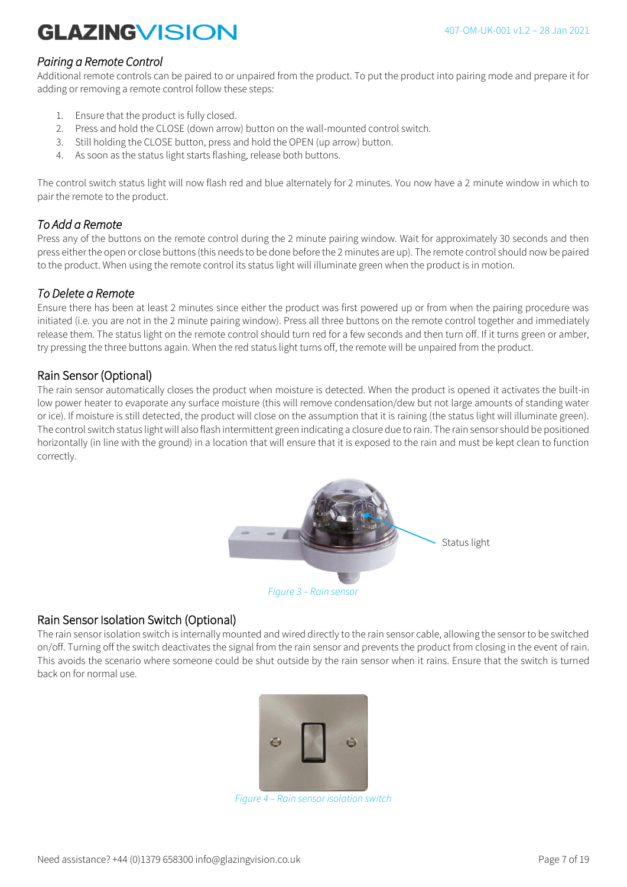### *Pairing a Remote Control*

Additional remote controls can be paired to or unpaired from the product. To put the product into pairing mode and prepare it for adding or removing a remote control follow these steps:

1. Ensure that the product is fully closed.
2. Press and hold the CLOSE (down arrow) button on the wall-mounted control switch.
3. Still holding the CLOSE button, press and hold the OPEN (up arrow) button.
4. As soon as the status light starts flashing, release both buttons.

The control switch status light will now flash red and blue alternately for 2 minutes. You now have a 2 minute window in which to pair the remote to the product.

### *To Add a Remote*

Press any of the buttons on the remote control during the 2 minute pairing window. Wait for approximately 30 seconds and then press either the open or close buttons (this needs to be done before the 2 minutes are up). The remote control should now be paired to the product. When using the remote control its status light will illuminate green when the product is in motion.

### *To Delete a Remote*

Ensure there has been at least 2 minutes since either the product was first powered up or from when the pairing procedure was initiated (i.e. you are not in the 2 minute pairing window). Press all three buttons on the remote control together and immediately release them. The status light on the remote control should turn red for a few seconds and then turn off. If it turns green or amber, try pressing the three buttons again. When the red status light turns off, the remote will be unpaired from the product.

## Rain Sensor (Optional)

The rain sensor automatically closes the product when moisture is detected. When the product is opened it activates the built-in low power heater to evaporate any surface moisture (this will remove condensation/dew but not large amounts of standing water or ice). If moisture is still detected, the product will close on the assumption that it is raining (the status light will illuminate green). The control switch status light will also flash intermittent green indicating a closure due to rain. The rain sensor should be positioned horizontally (in line with the ground) in a location that will ensure that it is exposed to the rain and must be kept clean to function correctly.

Status light

*Figure 3 – Rain sensor*

## Rain Sensor Isolation Switch (Optional)

The rain sensor isolation switch is internally mounted and wired directly to the rain sensor cable, allowing the sensor to be switched on/off. Turning off the switch deactivates the signal from the rain sensor and prevents the product from closing in the event of rain. This avoids the scenario where someone could be shut outside by the rain sensor when it rains. Ensure that the switch is turned back on for normal use.

*Figure 4 – Rain sensor isolation switch*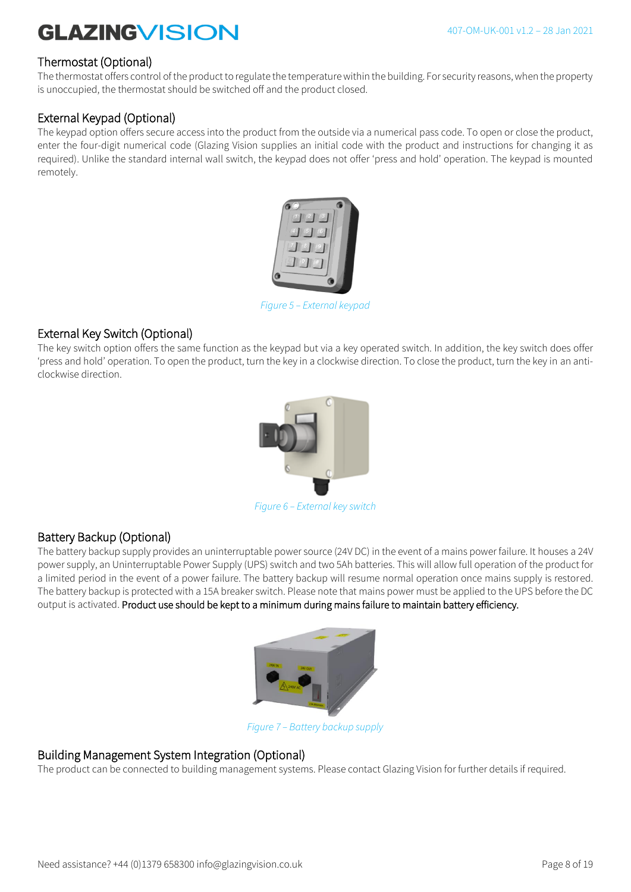## Thermostat (Optional)

The thermostat offers control of the product to regulate the temperature within the building. For security reasons, when the property is unoccupied, the thermostat should be switched off and the product closed.

## External Keypad (Optional)

The keypad option offers secure access into the product from the outside via a numerical pass code. To open or close the product, enter the four-digit numerical code (Glazing Vision supplies an initial code with the product and instructions for changing it as required). Unlike the standard internal wall switch, the keypad does not offer 'press and hold' operation. The keypad is mounted remotely.

*Figure 5 – External keypad*

## External Key Switch (Optional)

The key switch option offers the same function as the keypad but via a key operated switch. In addition, the key switch does offer 'press and hold' operation. To open the product, turn the key in a clockwise direction. To close the product, turn the key in an anti-clockwise direction.

*Figure 6 – External key switch*

## Battery Backup (Optional)

The battery backup supply provides an uninterruptable power source (24V DC) in the event of a mains power failure. It houses a 24V power supply, an Uninterruptable Power Supply (UPS) switch and two 5Ah batteries. This will allow full operation of the product for a limited period in the event of a power failure. The battery backup will resume normal operation once mains supply is restored. The battery backup is protected with a 15A breaker switch. Please note that mains power must be applied to the UPS before the DC output is activated. Product use should be kept to a minimum during mains failure to maintain battery efficiency.

*Figure 7 – Battery backup supply*

## Building Management System Integration (Optional)

The product can be connected to building management systems. Please contact Glazing Vision for further details if required.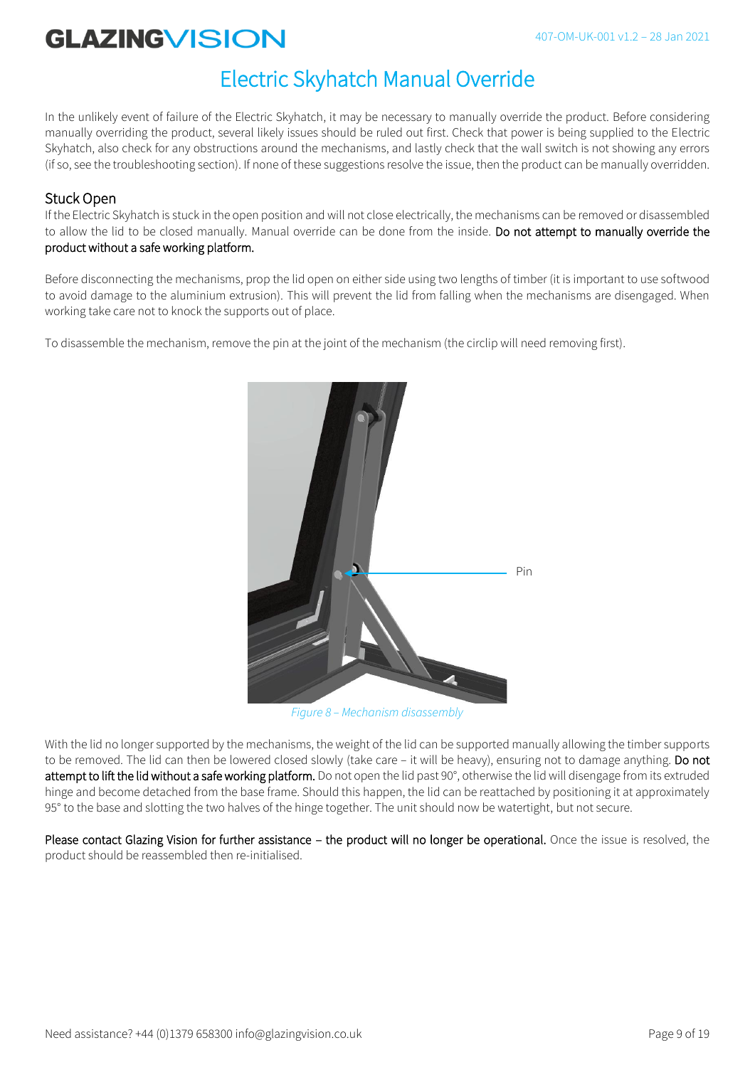# Electric Skyhatch Manual Override

In the unlikely event of failure of the Electric Skyhatch, it may be necessary to manually override the product. Before considering manually overriding the product, several likely issues should be ruled out first. Check that power is being supplied to the Electric Skyhatch, also check for any obstructions around the mechanisms, and lastly check that the wall switch is not showing any errors (if so, see the troubleshooting section). If none of these suggestions resolve the issue, then the product can be manually overridden.

## Stuck Open

If the Electric Skyhatch is stuck in the open position and will not close electrically, the mechanisms can be removed or disassembled to allow the lid to be closed manually. Manual override can be done from the inside. **Do not attempt to manually override the product without a safe working platform.**

Before disconnecting the mechanisms, prop the lid open on either side using two lengths of timber (it is important to use softwood to avoid damage to the aluminium extrusion). This will prevent the lid from falling when the mechanisms are disengaged. When working take care not to knock the supports out of place.

To disassemble the mechanism, remove the pin at the joint of the mechanism (the circlip will need removing first).

Pin

*Figure 8 – Mechanism disassembly*

With the lid no longer supported by the mechanisms, the weight of the lid can be supported manually allowing the timber supports to be removed. The lid can then be lowered closed slowly (take care – it will be heavy), ensuring not to damage anything. **Do not attempt to lift the lid without a safe working platform.** Do not open the lid past 90°, otherwise the lid will disengage from its extruded hinge and become detached from the base frame. Should this happen, the lid can be reattached by positioning it at approximately 95° to the base and slotting the two halves of the hinge together. The unit should now be watertight, but not secure.

**Please contact Glazing Vision for further assistance – the product will no longer be operational.** Once the issue is resolved, the product should be reassembled then re-initialised.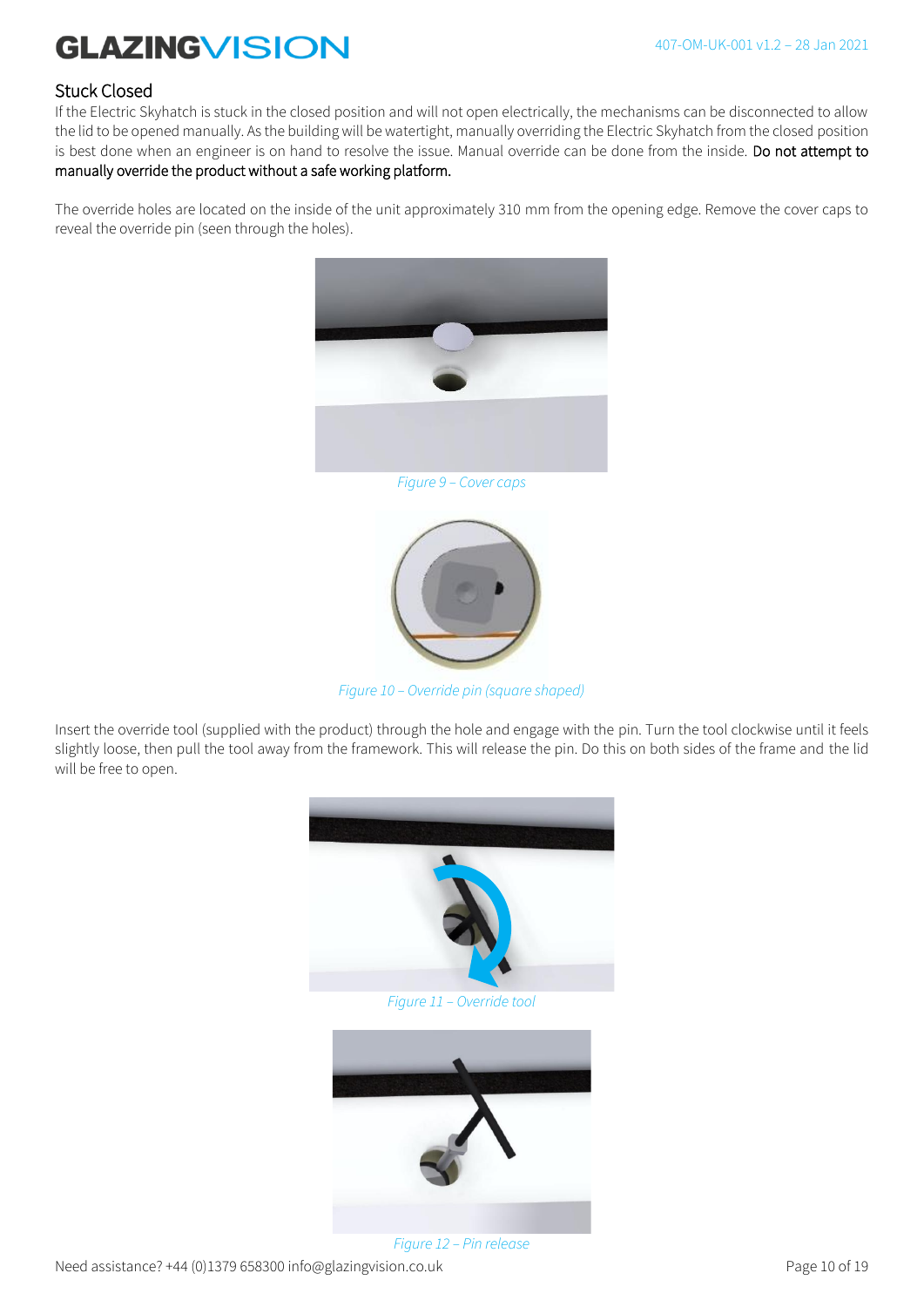## Stuck Closed

If the Electric Skyhatch is stuck in the closed position and will not open electrically, the mechanisms can be disconnected to allow the lid to be opened manually. As the building will be watertight, manually overriding the Electric Skyhatch from the closed position is best done when an engineer is on hand to resolve the issue. Manual override can be done from the inside. **Do not attempt to manually override the product without a safe working platform.**

The override holes are located on the inside of the unit approximately 310 mm from the opening edge. Remove the cover caps to reveal the override pin (seen through the holes).

*Figure 9 – Cover caps*

*Figure 10 – Override pin (square shaped)*

Insert the override tool (supplied with the product) through the hole and engage with the pin. Turn the tool clockwise until it feels slightly loose, then pull the tool away from the framework. This will release the pin. Do this on both sides of the frame and the lid will be free to open.

*Figure 11 – Override tool*

*Figure 12 – Pin release*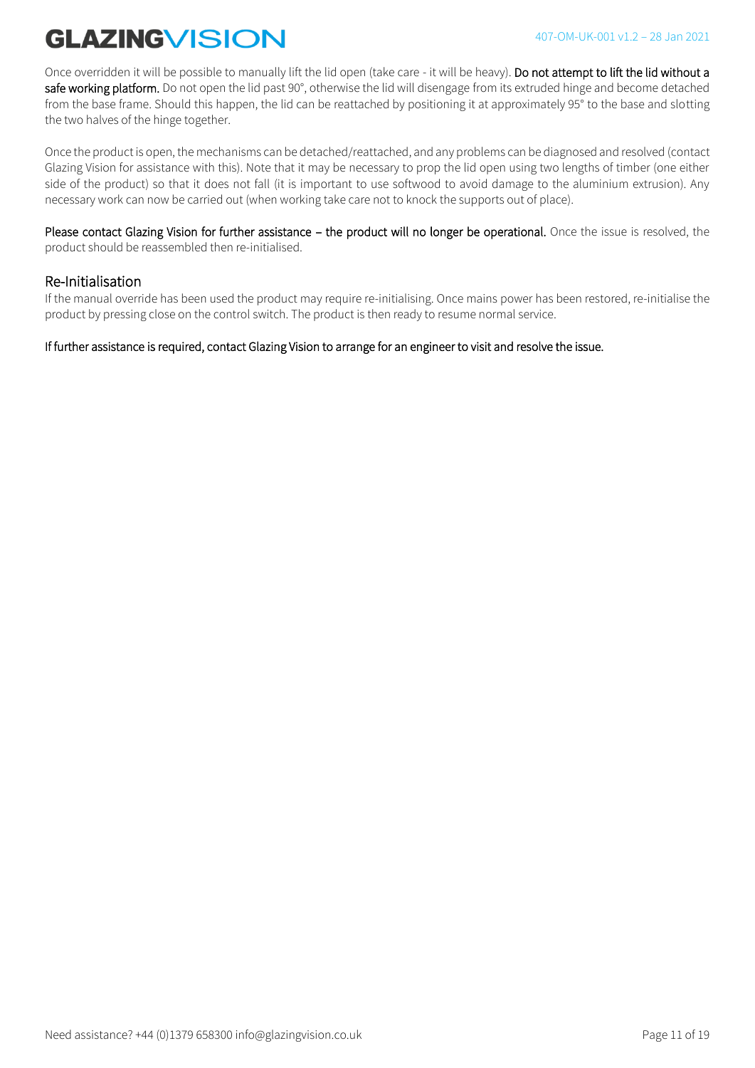Once overridden it will be possible to manually lift the lid open (take care - it will be heavy). **Do not attempt to lift the lid without a safe working platform.** Do not open the lid past 90°, otherwise the lid will disengage from its extruded hinge and become detached from the base frame. Should this happen, the lid can be reattached by positioning it at approximately 95° to the base and slotting the two halves of the hinge together.

Once the product is open, the mechanisms can be detached/reattached, and any problems can be diagnosed and resolved (contact Glazing Vision for assistance with this). Note that it may be necessary to prop the lid open using two lengths of timber (one either side of the product) so that it does not fall (it is important to use softwood to avoid damage to the aluminium extrusion). Any necessary work can now be carried out (when working take care not to knock the supports out of place).

**Please contact Glazing Vision for further assistance – the product will no longer be operational.** Once the issue is resolved, the product should be reassembled then re-initialised.

## Re-Initialisation

If the manual override has been used the product may require re-initialising. Once mains power has been restored, re-initialise the product by pressing close on the control switch. The product is then ready to resume normal service.

**If further assistance is required, contact Glazing Vision to arrange for an engineer to visit and resolve the issue.**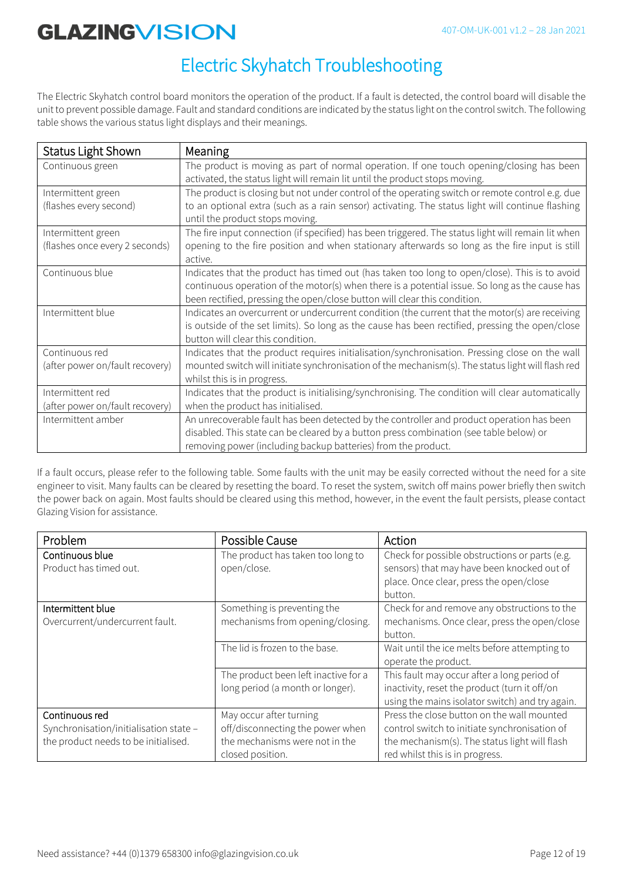# Electric Skyhatch Troubleshooting

The Electric Skyhatch control board monitors the operation of the product. If a fault is detected, the control board will disable the unit to prevent possible damage. Fault and standard conditions are indicated by the status light on the control switch. The following table shows the various status light displays and their meanings.

| Status Light Shown | Meaning |
|---|---|
| Continuous green | The product is moving as part of normal operation. If one touch opening/closing has been activated, the status light will remain lit until the product stops moving. |
| Intermittent green (flashes every second) | The product is closing but not under control of the operating switch or remote control e.g. due to an optional extra (such as a rain sensor) activating. The status light will continue flashing until the product stops moving. |
| Intermittent green (flashes once every 2 seconds) | The fire input connection (if specified) has been triggered. The status light will remain lit when opening to the fire position and when stationary afterwards so long as the fire input is still active. |
| Continuous blue | Indicates that the product has timed out (has taken too long to open/close). This is to avoid continuous operation of the motor(s) when there is a potential issue. So long as the cause has been rectified, pressing the open/close button will clear this condition. |
| Intermittent blue | Indicates an overcurrent or undercurrent condition (the current that the motor(s) are receiving is outside of the set limits). So long as the cause has been rectified, pressing the open/close button will clear this condition. |
| Continuous red (after power on/fault recovery) | Indicates that the product requires initialisation/synchronisation. Pressing close on the wall mounted switch will initiate synchronisation of the mechanism(s). The status light will flash red whilst this is in progress. |
| Intermittent red (after power on/fault recovery) | Indicates that the product is initialising/synchronising. The condition will clear automatically when the product has initialised. |
| Intermittent amber | An unrecoverable fault has been detected by the controller and product operation has been disabled. This state can be cleared by a button press combination (see table below) or removing power (including backup batteries) from the product. |

If a fault occurs, please refer to the following table. Some faults with the unit may be easily corrected without the need for a site engineer to visit. Many faults can be cleared by resetting the board. To reset the system, switch off mains power briefly then switch the power back on again. Most faults should be cleared using this method, however, in the event the fault persists, please contact Glazing Vision for assistance.

| Problem | Possible Cause | Action |
|---|---|---|
| Continuous blue<br>Product has timed out. | The product has taken too long to open/close. | Check for possible obstructions or parts (e.g. sensors) that may have been knocked out of place. Once clear, press the open/close button. |
| Intermittent blue<br>Overcurrent/undercurrent fault. | Something is preventing the mechanisms from opening/closing. | Check for and remove any obstructions to the mechanisms. Once clear, press the open/close button. |
| | The lid is frozen to the base. | Wait until the ice melts before attempting to operate the product. |
| | The product been left inactive for a long period (a month or longer). | This fault may occur after a long period of inactivity, reset the product (turn it off/on using the mains isolator switch) and try again. |
| Continuous red<br>Synchronisation/initialisation state – the product needs to be initialised. | May occur after turning off/disconnecting the power when the mechanisms were not in the closed position. | Press the close button on the wall mounted control switch to initiate synchronisation of the mechanism(s). The status light will flash red whilst this is in progress. |

Need assistance? +44 (0)1379 658300 info@glazingvision.co.uk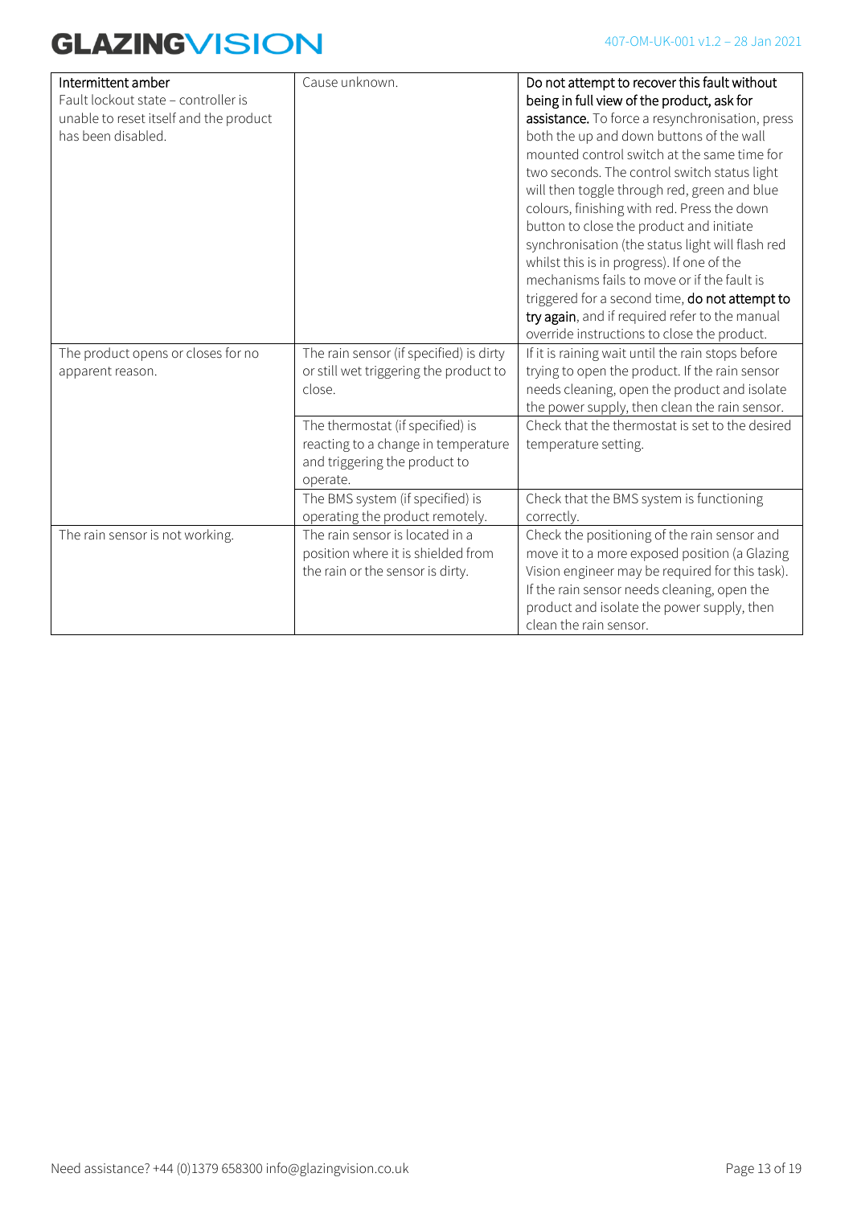| | | |
|---|---|---|
| Intermittent amber<br>Fault lockout state – controller is unable to reset itself and the product has been disabled. | Cause unknown. | **Do not attempt to recover this fault without being in full view of the product, ask for assistance.** To force a resynchronisation, press both the up and down buttons of the wall mounted control switch at the same time for two seconds. The control switch status light will then toggle through red, green and blue colours, finishing with red. Press the down button to close the product and initiate synchronisation (the status light will flash red whilst this is in progress). If one of the mechanisms fails to move or if the fault is triggered for a second time, **do not attempt to try again**, and if required refer to the manual override instructions to close the product. |
| The product opens or closes for no apparent reason. | The rain sensor (if specified) is dirty or still wet triggering the product to close. | If it is raining wait until the rain stops before trying to open the product. If the rain sensor needs cleaning, open the product and isolate the power supply, then clean the rain sensor. |
| | The thermostat (if specified) is reacting to a change in temperature and triggering the product to operate. | Check that the thermostat is set to the desired temperature setting. |
| | The BMS system (if specified) is operating the product remotely. | Check that the BMS system is functioning correctly. |
| The rain sensor is not working. | The rain sensor is located in a position where it is shielded from the rain or the sensor is dirty. | Check the positioning of the rain sensor and move it to a more exposed position (a Glazing Vision engineer may be required for this task). If the rain sensor needs cleaning, open the product and isolate the power supply, then clean the rain sensor. |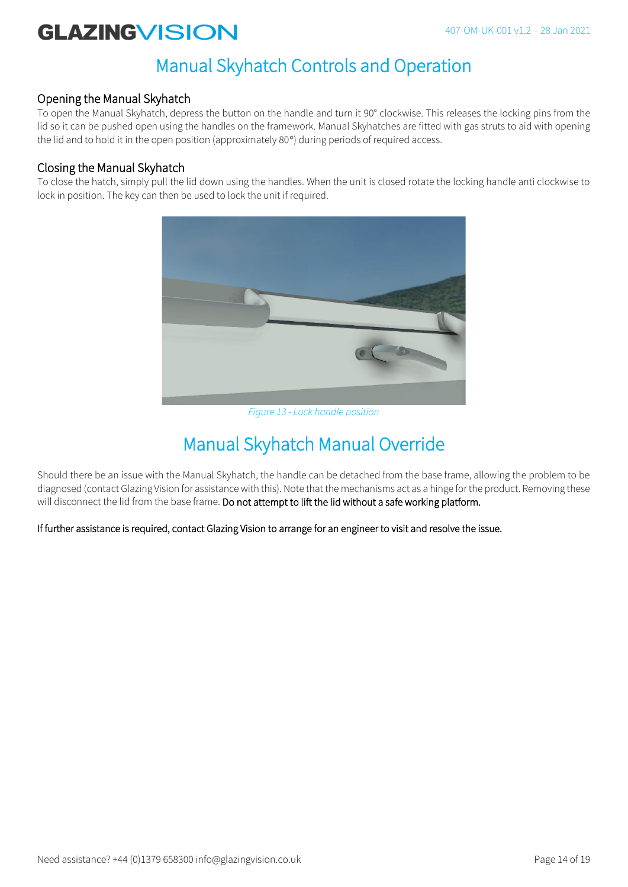# Manual Skyhatch Controls and Operation

## Opening the Manual Skyhatch

To open the Manual Skyhatch, depress the button on the handle and turn it 90° clockwise. This releases the locking pins from the lid so it can be pushed open using the handles on the framework. Manual Skyhatches are fitted with gas struts to aid with opening the lid and to hold it in the open position (approximately 80°) during periods of required access.

## Closing the Manual Skyhatch

To close the hatch, simply pull the lid down using the handles. When the unit is closed rotate the locking handle anti clockwise to lock in position. The key can then be used to lock the unit if required.

*Figure 13 - Lock handle position*

# Manual Skyhatch Manual Override

Should there be an issue with the Manual Skyhatch, the handle can be detached from the base frame, allowing the problem to be diagnosed (contact Glazing Vision for assistance with this). Note that the mechanisms act as a hinge for the product. Removing these will disconnect the lid from the base frame. Do not attempt to lift the lid without a safe working platform.

If further assistance is required, contact Glazing Vision to arrange for an engineer to visit and resolve the issue.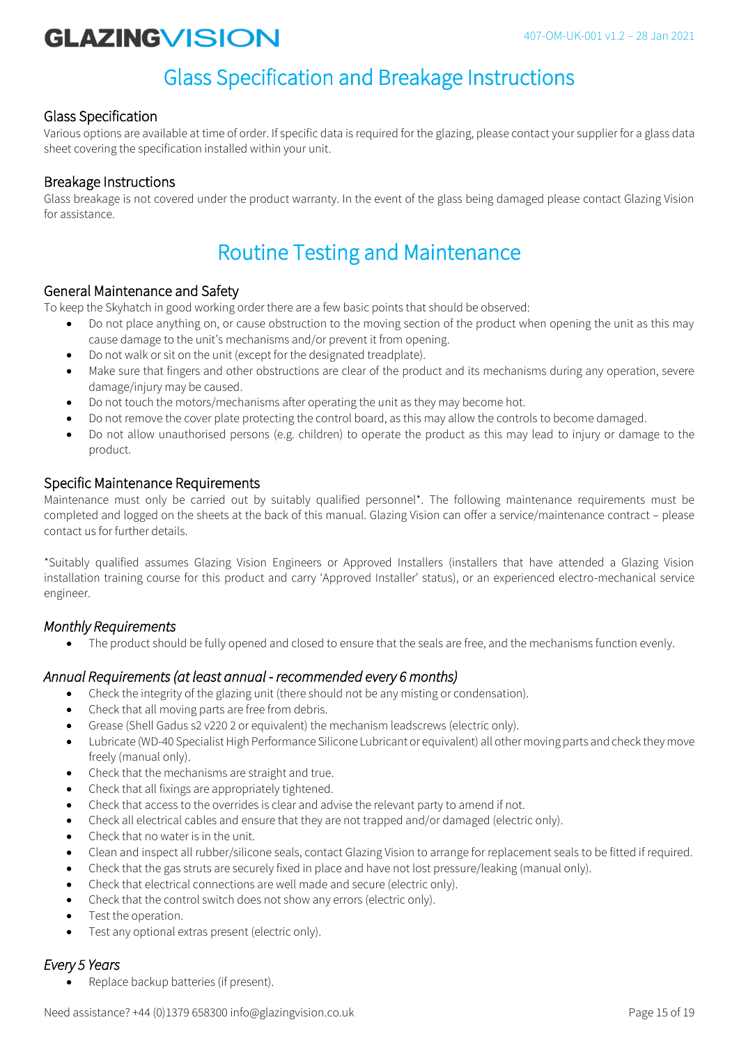# Glass Specification and Breakage Instructions

## Glass Specification

Various options are available at time of order. If specific data is required for the glazing, please contact your supplier for a glass data sheet covering the specification installed within your unit.

## Breakage Instructions

Glass breakage is not covered under the product warranty. In the event of the glass being damaged please contact Glazing Vision for assistance.

# Routine Testing and Maintenance

## General Maintenance and Safety

To keep the Skyhatch in good working order there are a few basic points that should be observed:

- Do not place anything on, or cause obstruction to the moving section of the product when opening the unit as this may cause damage to the unit's mechanisms and/or prevent it from opening.
- Do not walk or sit on the unit (except for the designated treadplate).
- Make sure that fingers and other obstructions are clear of the product and its mechanisms during any operation, severe damage/injury may be caused.
- Do not touch the motors/mechanisms after operating the unit as they may become hot.
- Do not remove the cover plate protecting the control board, as this may allow the controls to become damaged.
- Do not allow unauthorised persons (e.g. children) to operate the product as this may lead to injury or damage to the product.

## Specific Maintenance Requirements

Maintenance must only be carried out by suitably qualified personnel*. The following maintenance requirements must be completed and logged on the sheets at the back of this manual. Glazing Vision can offer a service/maintenance contract – please contact us for further details.

*Suitably qualified assumes Glazing Vision Engineers or Approved Installers (installers that have attended a Glazing Vision installation training course for this product and carry 'Approved Installer' status), or an experienced electro-mechanical service engineer.

### *Monthly Requirements*

- The product should be fully opened and closed to ensure that the seals are free, and the mechanisms function evenly.

### *Annual Requirements (at least annual - recommended every 6 months)*

- Check the integrity of the glazing unit (there should not be any misting or condensation).
- Check that all moving parts are free from debris.
- Grease (Shell Gadus s2 v220 2 or equivalent) the mechanism leadscrews (electric only).
- Lubricate (WD-40 Specialist High Performance Silicone Lubricant or equivalent) all other moving parts and check they move freely (manual only).
- Check that the mechanisms are straight and true.
- Check that all fixings are appropriately tightened.
- Check that access to the overrides is clear and advise the relevant party to amend if not.
- Check all electrical cables and ensure that they are not trapped and/or damaged (electric only).
- Check that no water is in the unit.
- Clean and inspect all rubber/silicone seals, contact Glazing Vision to arrange for replacement seals to be fitted if required.
- Check that the gas struts are securely fixed in place and have not lost pressure/leaking (manual only).
- Check that electrical connections are well made and secure (electric only).
- Check that the control switch does not show any errors (electric only).
- Test the operation.
- Test any optional extras present (electric only).

### *Every 5 Years*

- Replace backup batteries (if present).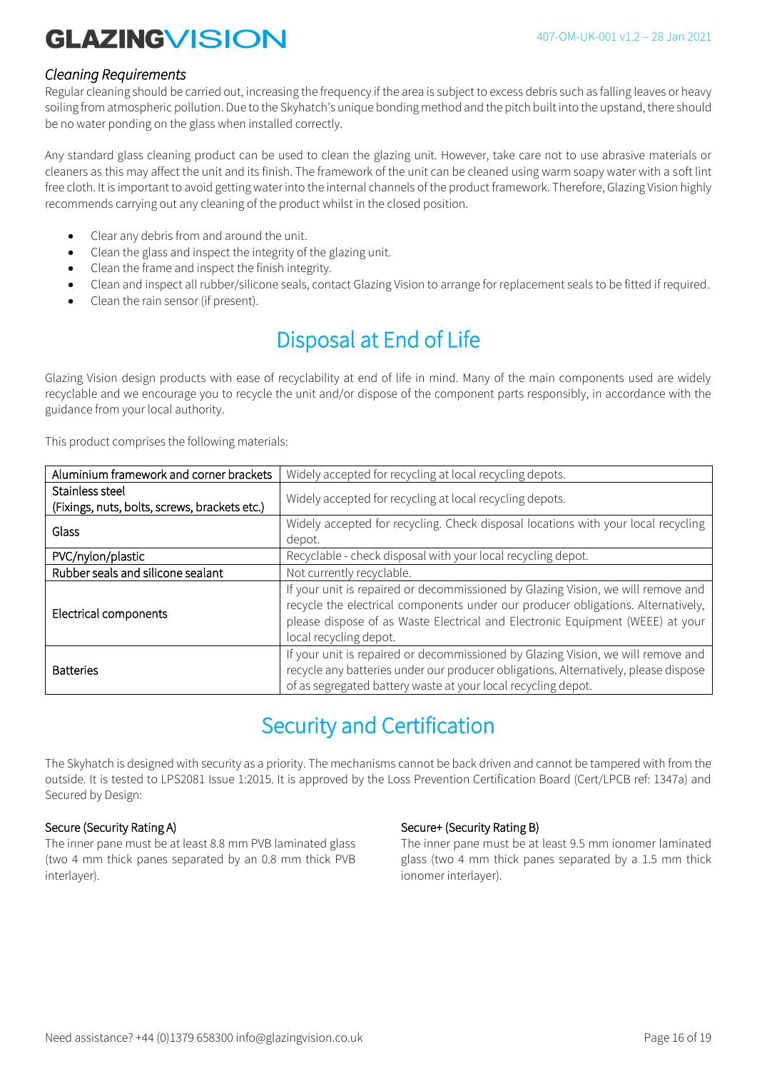### *Cleaning Requirements*

Regular cleaning should be carried out, increasing the frequency if the area is subject to excess debris such as falling leaves or heavy soiling from atmospheric pollution. Due to the Skyhatch's unique bonding method and the pitch built into the upstand, there should be no water ponding on the glass when installed correctly.

Any standard glass cleaning product can be used to clean the glazing unit. However, take care not to use abrasive materials or cleaners as this may affect the unit and its finish. The framework of the unit can be cleaned using warm soapy water with a soft lint free cloth. It is important to avoid getting water into the internal channels of the product framework. Therefore, Glazing Vision highly recommends carrying out any cleaning of the product whilst in the closed position.

- Clear any debris from and around the unit.
- Clean the glass and inspect the integrity of the glazing unit.
- Clean the frame and inspect the finish integrity.
- Clean and inspect all rubber/silicone seals, contact Glazing Vision to arrange for replacement seals to be fitted if required.
- Clean the rain sensor (if present).

## Disposal at End of Life

Glazing Vision design products with ease of recyclability at end of life in mind. Many of the main components used are widely recyclable and we encourage you to recycle the unit and/or dispose of the component parts responsibly, in accordance with the guidance from your local authority.

This product comprises the following materials:

| Material | Disposal |
|---|---|
| Aluminium framework and corner brackets | Widely accepted for recycling at local recycling depots. |
| Stainless steel (Fixings, nuts, bolts, screws, brackets etc.) | Widely accepted for recycling at local recycling depots. |
| Glass | Widely accepted for recycling. Check disposal locations with your local recycling depot. |
| PVC/nylon/plastic | Recyclable - check disposal with your local recycling depot. |
| Rubber seals and silicone sealant | Not currently recyclable. |
| Electrical components | If your unit is repaired or decommissioned by Glazing Vision, we will remove and recycle the electrical components under our producer obligations. Alternatively, please dispose of as Waste Electrical and Electronic Equipment (WEEE) at your local recycling depot. |
| Batteries | If your unit is repaired or decommissioned by Glazing Vision, we will remove and recycle any batteries under our producer obligations. Alternatively, please dispose of as segregated battery waste at your local recycling depot. |

## Security and Certification

The Skyhatch is designed with security as a priority. The mechanisms cannot be back driven and cannot be tampered with from the outside. It is tested to LPS2081 Issue 1:2015. It is approved by the Loss Prevention Certification Board (Cert/LPCB ref: 1347a) and Secured by Design:

Secure (Security Rating A)

The inner pane must be at least 8.8 mm PVB laminated glass (two 4 mm thick panes separated by an 0.8 mm thick PVB interlayer).

Secure+ (Security Rating B)

The inner pane must be at least 9.5 mm ionomer laminated glass (two 4 mm thick panes separated by a 1.5 mm thick ionomer interlayer).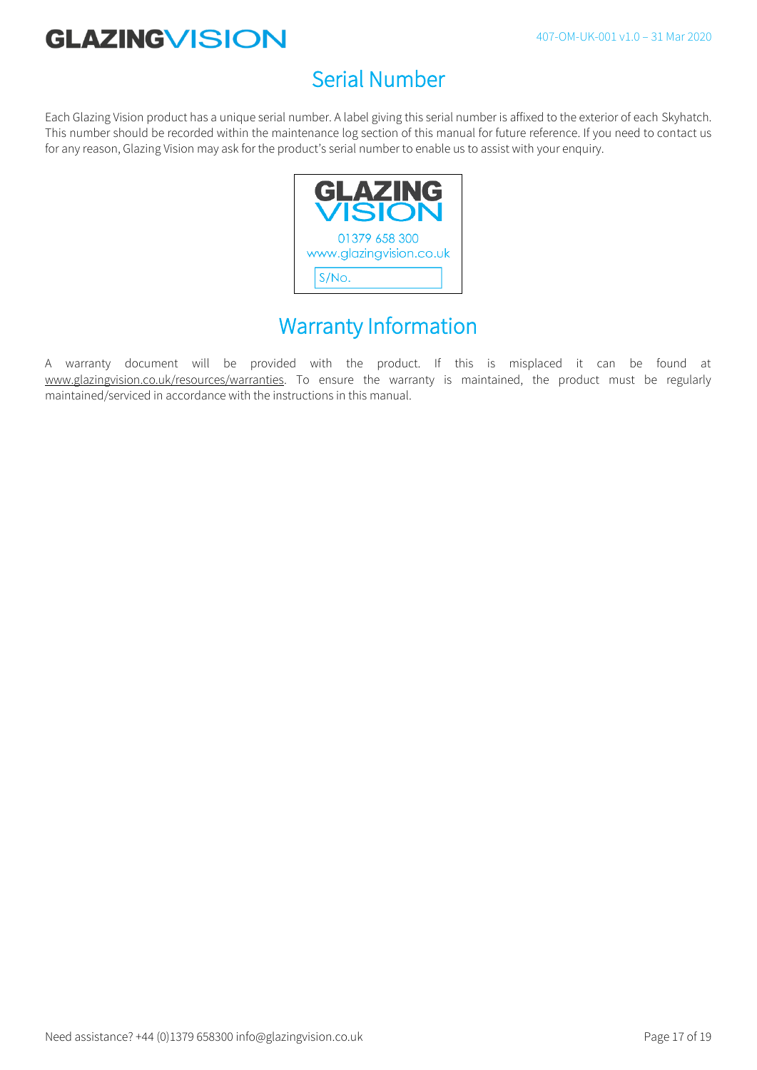## Serial Number

Each Glazing Vision product has a unique serial number. A label giving this serial number is affixed to the exterior of each Skyhatch. This number should be recorded within the maintenance log section of this manual for future reference. If you need to contact us for any reason, Glazing Vision may ask for the product's serial number to enable us to assist with your enquiry.

GLAZING VISION
01379 658 300
www.glazingvision.co.uk
S/No.

## Warranty Information

A warranty document will be provided with the product. If this is misplaced it can be found at www.glazingvision.co.uk/resources/warranties. To ensure the warranty is maintained, the product must be regularly maintained/serviced in accordance with the instructions in this manual.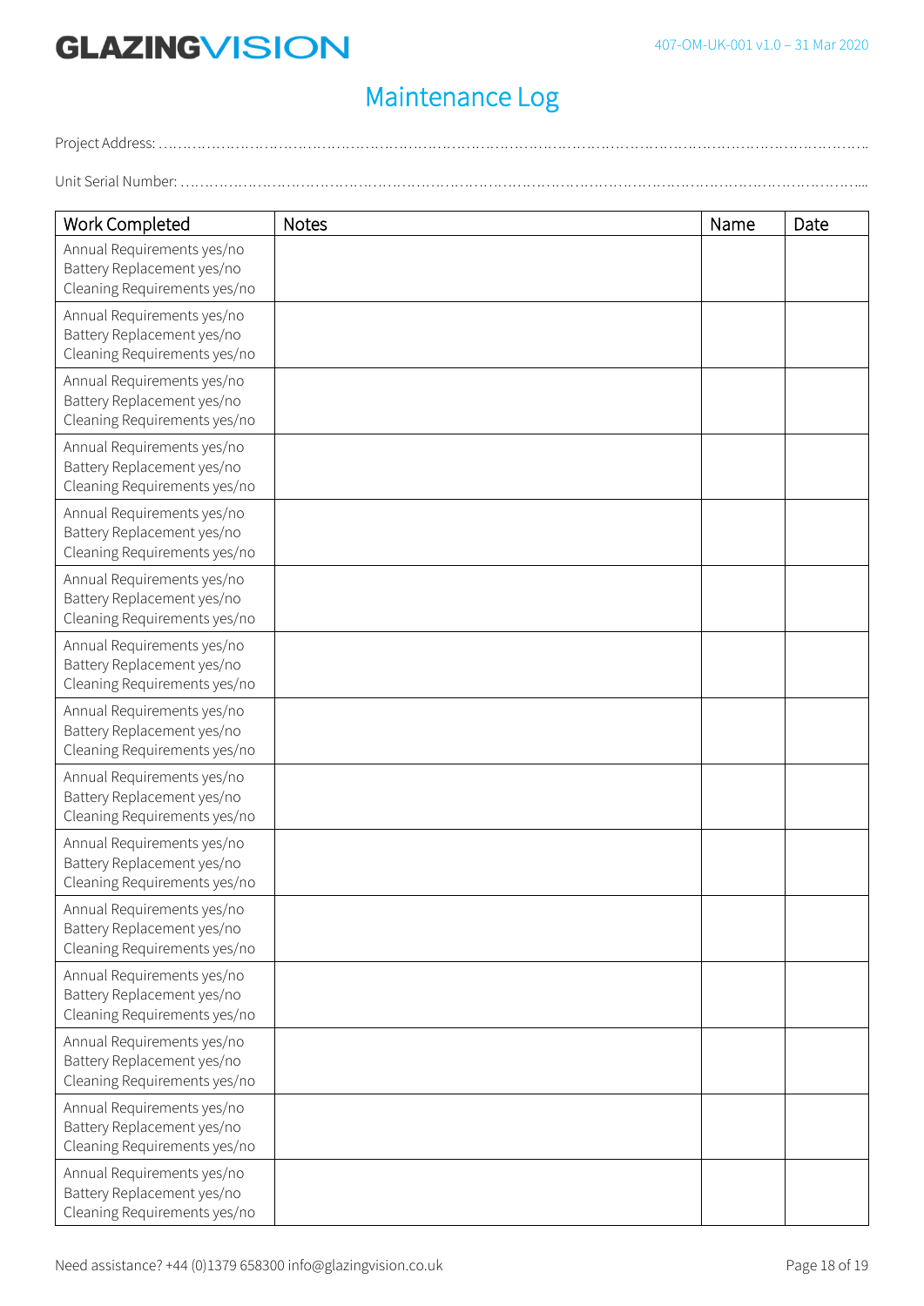# Maintenance Log

Project Address: ……………………………………………………………………………………………………………………………

Unit Serial Number: …………………………………………………………………………………………………………………………

| Work Completed | Notes | Name | Date |
|---|---|---|---|
| Annual Requirements yes/no<br>Battery Replacement yes/no<br>Cleaning Requirements yes/no | | | |
| Annual Requirements yes/no<br>Battery Replacement yes/no<br>Cleaning Requirements yes/no | | | |
| Annual Requirements yes/no<br>Battery Replacement yes/no<br>Cleaning Requirements yes/no | | | |
| Annual Requirements yes/no<br>Battery Replacement yes/no<br>Cleaning Requirements yes/no | | | |
| Annual Requirements yes/no<br>Battery Replacement yes/no<br>Cleaning Requirements yes/no | | | |
| Annual Requirements yes/no<br>Battery Replacement yes/no<br>Cleaning Requirements yes/no | | | |
| Annual Requirements yes/no<br>Battery Replacement yes/no<br>Cleaning Requirements yes/no | | | |
| Annual Requirements yes/no<br>Battery Replacement yes/no<br>Cleaning Requirements yes/no | | | |
| Annual Requirements yes/no<br>Battery Replacement yes/no<br>Cleaning Requirements yes/no | | | |
| Annual Requirements yes/no<br>Battery Replacement yes/no<br>Cleaning Requirements yes/no | | | |
| Annual Requirements yes/no<br>Battery Replacement yes/no<br>Cleaning Requirements yes/no | | | |
| Annual Requirements yes/no<br>Battery Replacement yes/no<br>Cleaning Requirements yes/no | | | |
| Annual Requirements yes/no<br>Battery Replacement yes/no<br>Cleaning Requirements yes/no | | | |
| Annual Requirements yes/no<br>Battery Replacement yes/no<br>Cleaning Requirements yes/no | | | |
| Annual Requirements yes/no<br>Battery Replacement yes/no<br>Cleaning Requirements yes/no | | | |

Need assistance? +44 (0)1379 658300 info@glazingvision.co.uk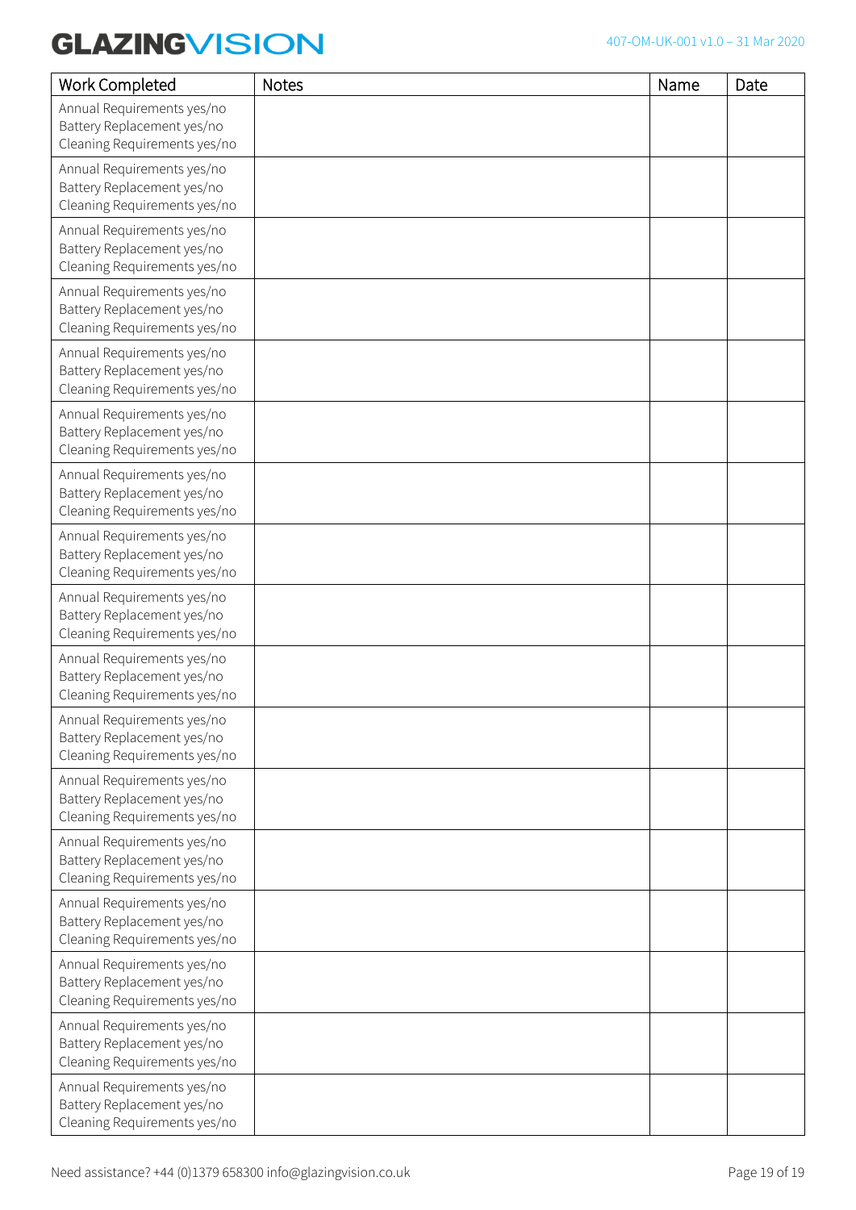| Work Completed | Notes | Name | Date |
|---|---|---|---|
| Annual Requirements yes/no<br>Battery Replacement yes/no<br>Cleaning Requirements yes/no | | | |
| Annual Requirements yes/no<br>Battery Replacement yes/no<br>Cleaning Requirements yes/no | | | |
| Annual Requirements yes/no<br>Battery Replacement yes/no<br>Cleaning Requirements yes/no | | | |
| Annual Requirements yes/no<br>Battery Replacement yes/no<br>Cleaning Requirements yes/no | | | |
| Annual Requirements yes/no<br>Battery Replacement yes/no<br>Cleaning Requirements yes/no | | | |
| Annual Requirements yes/no<br>Battery Replacement yes/no<br>Cleaning Requirements yes/no | | | |
| Annual Requirements yes/no<br>Battery Replacement yes/no<br>Cleaning Requirements yes/no | | | |
| Annual Requirements yes/no<br>Battery Replacement yes/no<br>Cleaning Requirements yes/no | | | |
| Annual Requirements yes/no<br>Battery Replacement yes/no<br>Cleaning Requirements yes/no | | | |
| Annual Requirements yes/no<br>Battery Replacement yes/no<br>Cleaning Requirements yes/no | | | |
| Annual Requirements yes/no<br>Battery Replacement yes/no<br>Cleaning Requirements yes/no | | | |
| Annual Requirements yes/no<br>Battery Replacement yes/no<br>Cleaning Requirements yes/no | | | |
| Annual Requirements yes/no<br>Battery Replacement yes/no<br>Cleaning Requirements yes/no | | | |
| Annual Requirements yes/no<br>Battery Replacement yes/no<br>Cleaning Requirements yes/no | | | |
| Annual Requirements yes/no<br>Battery Replacement yes/no<br>Cleaning Requirements yes/no | | | |
| Annual Requirements yes/no<br>Battery Replacement yes/no<br>Cleaning Requirements yes/no | | | |
| Annual Requirements yes/no<br>Battery Replacement yes/no<br>Cleaning Requirements yes/no | | | |